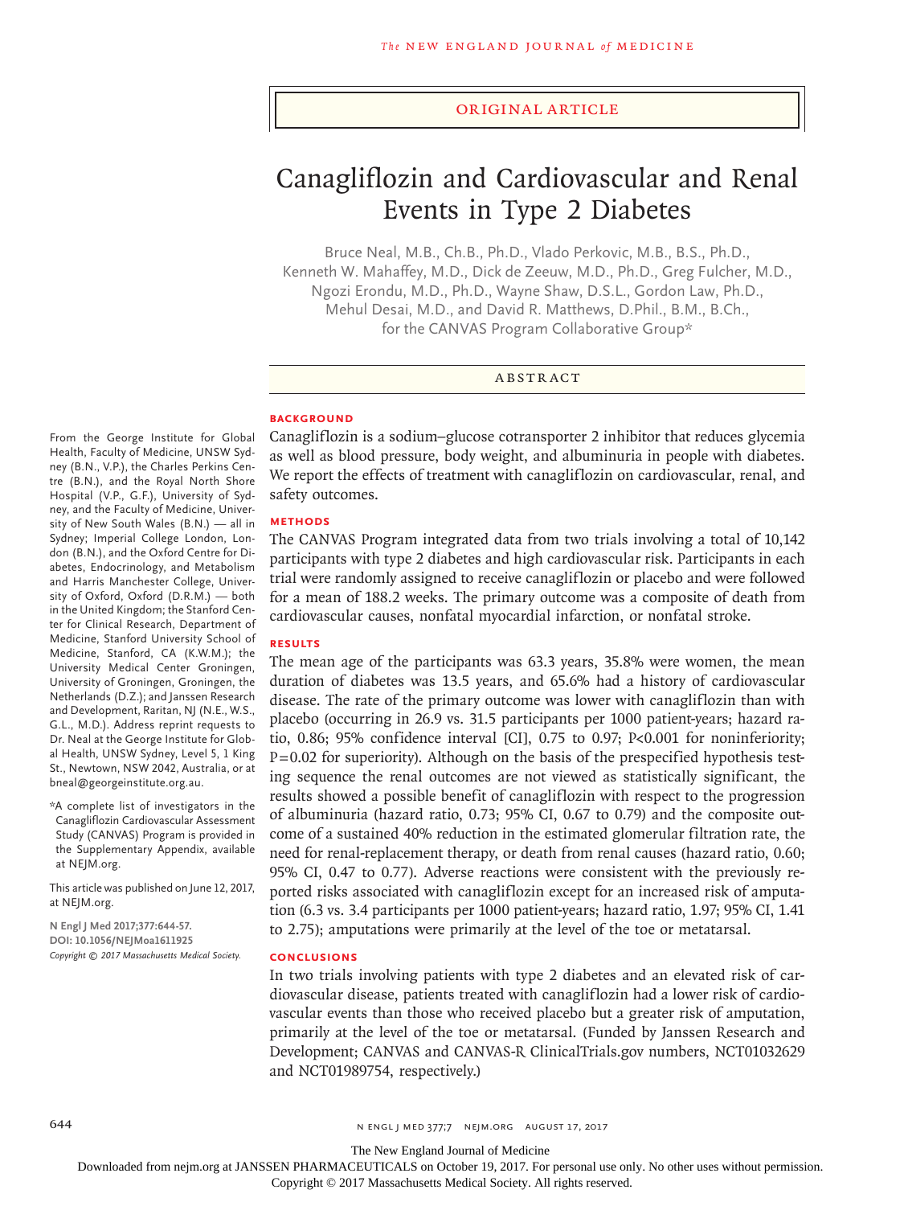ORIGINAL ARTICLE

# Canagliflozin and Cardiovascular and Renal Events in Type 2 Diabetes

Bruce Neal, M.B., Ch.B., Ph.D., Vlado Perkovic, M.B., B.S., Ph.D., Kenneth W. Mahaffey, M.D., Dick de Zeeuw, M.D., Ph.D., Greg Fulcher, M.D., Ngozi Erondu, M.D., Ph.D., Wayne Shaw, D.S.L., Gordon Law, Ph.D., Mehul Desai, M.D., and David R. Matthews, D.Phil., B.M., B.Ch., for the CANVAS Program Collaborative Group*

## ABSTRACT

### BACKGROUND

Canagliflozin is a sodium–glucose cotransporter 2 inhibitor that reduces glycemia as well as blood pressure, body weight, and albuminuria in people with diabetes. We report the effects of treatment with canagliflozin on cardiovascular, renal, and safety outcomes.

### METHODS

The CANVAS Program integrated data from two trials involving a total of 10,142 participants with type 2 diabetes and high cardiovascular risk. Participants in each trial were randomly assigned to receive canagliflozin or placebo and were followed for a mean of 188.2 weeks. The primary outcome was a composite of death from cardiovascular causes, nonfatal myocardial infarction, or nonfatal stroke.

### RESULTS

The mean age of the participants was 63.3 years, 35.8% were women, the mean duration of diabetes was 13.5 years, and 65.6% had a history of cardiovascular disease. The rate of the primary outcome was lower with canagliflozin than with placebo (occurring in 26.9 vs. 31.5 participants per 1000 patient-years; hazard ratio, 0.86; 95% confidence interval [CI], 0.75 to 0.97; P<0.001 for noninferiority; P=0.02 for superiority). Although on the basis of the prespecified hypothesis testing sequence the renal outcomes are not viewed as statistically significant, the results showed a possible benefit of canagliflozin with respect to the progression of albuminuria (hazard ratio, 0.73; 95% CI, 0.67 to 0.79) and the composite outcome of a sustained 40% reduction in the estimated glomerular filtration rate, the need for renal-replacement therapy, or death from renal causes (hazard ratio, 0.60; 95% CI, 0.47 to 0.77). Adverse reactions were consistent with the previously reported risks associated with canagliflozin except for an increased risk of amputation (6.3 vs. 3.4 participants per 1000 patient-years; hazard ratio, 1.97; 95% CI, 1.41 to 2.75); amputations were primarily at the level of the toe or metatarsal.

### CONCLUSIONS

In two trials involving patients with type 2 diabetes and an elevated risk of cardiovascular disease, patients treated with canagliflozin had a lower risk of cardiovascular events than those who received placebo but a greater risk of amputation, primarily at the level of the toe or metatarsal. (Funded by Janssen Research and Development; CANVAS and CANVAS-R ClinicalTrials.gov numbers, NCT01032629 and NCT01989754, respectively.)

From the George Institute for Global Health, Faculty of Medicine, UNSW Sydney (B.N., V.P.), the Charles Perkins Centre (B.N.), and the Royal North Shore Hospital (V.P., G.F.), University of Sydney, and the Faculty of Medicine, University of New South Wales (B.N.) — all in Sydney; Imperial College London, London (B.N.), and the Oxford Centre for Diabetes, Endocrinology, and Metabolism and Harris Manchester College, University of Oxford, Oxford (D.R.M.) — both in the United Kingdom; the Stanford Center for Clinical Research, Department of Medicine, Stanford University School of Medicine, Stanford, CA (K.W.M.); the University Medical Center Groningen, University of Groningen, Groningen, the Netherlands (D.Z.); and Janssen Research and Development, Raritan, NJ (N.E., W.S., G.L., M.D.). Address reprint requests to Dr. Neal at the George Institute for Global Health, UNSW Sydney, Level 5, 1 King St., Newtown, NSW 2042, Australia, or at bneal@georgeinstitute.org.au.

*A complete list of investigators in the Canagliflozin Cardiovascular Assessment Study (CANVAS) Program is provided in the Supplementary Appendix, available at NEJM.org.

This article was published on June 12, 2017, at NEJM.org.

N Engl J Med 2017;377:644-57.
DOI: 10.1056/NEJMoa1611925
Copyright © 2017 Massachusetts Medical Society.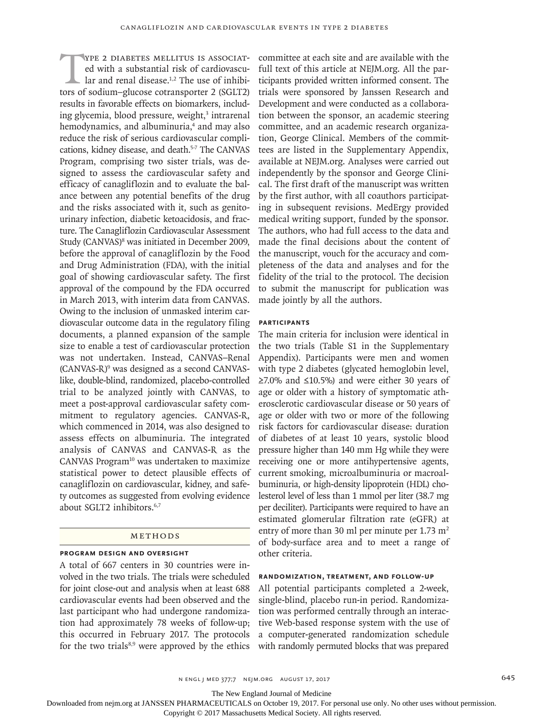Type 2 diabetes mellitus is associated with a substantial risk of cardiovascular and renal disease.[1,2] The use of inhibitors of sodium–glucose cotransporter 2 (SGLT2) results in favorable effects on biomarkers, including glycemia, blood pressure, weight,[3] intrarenal hemodynamics, and albuminuria,[4] and may also reduce the risk of serious cardiovascular complications, kidney disease, and death.[5-7] The CANVAS Program, comprising two sister trials, was designed to assess the cardiovascular safety and efficacy of canagliflozin and to evaluate the balance between any potential benefits of the drug and the risks associated with it, such as genitourinary infection, diabetic ketoacidosis, and fracture. The Canagliflozin Cardiovascular Assessment Study (CANVAS)[8] was initiated in December 2009, before the approval of canagliflozin by the Food and Drug Administration (FDA), with the initial goal of showing cardiovascular safety. The first approval of the compound by the FDA occurred in March 2013, with interim data from CANVAS. Owing to the inclusion of unmasked interim cardiovascular outcome data in the regulatory filing documents, a planned expansion of the sample size to enable a test of cardiovascular protection was not undertaken. Instead, CANVAS–Renal (CANVAS-R)[9] was designed as a second CANVAS-like, double-blind, randomized, placebo-controlled trial to be analyzed jointly with CANVAS, to meet a post-approval cardiovascular safety commitment to regulatory agencies. CANVAS-R, which commenced in 2014, was also designed to assess effects on albuminuria. The integrated analysis of CANVAS and CANVAS-R as the CANVAS Program[10] was undertaken to maximize statistical power to detect plausible effects of canagliflozin on cardiovascular, kidney, and safety outcomes as suggested from evolving evidence about SGLT2 inhibitors.[6,7]

## Methods

### Program Design and Oversight

A total of 667 centers in 30 countries were involved in the two trials. The trials were scheduled for joint close-out and analysis when at least 688 cardiovascular events had been observed and the last participant who had undergone randomization had approximately 78 weeks of follow-up; this occurred in February 2017. The protocols for the two trials[8,9] were approved by the ethics committee at each site and are available with the full text of this article at NEJM.org. All the participants provided written informed consent. The trials were sponsored by Janssen Research and Development and were conducted as a collaboration between the sponsor, an academic steering committee, and an academic research organization, George Clinical. Members of the committees are listed in the Supplementary Appendix, available at NEJM.org. Analyses were carried out independently by the sponsor and George Clinical. The first draft of the manuscript was written by the first author, with all coauthors participating in subsequent revisions. MedErgy provided medical writing support, funded by the sponsor. The authors, who had full access to the data and made the final decisions about the content of the manuscript, vouch for the accuracy and completeness of the data and analyses and for the fidelity of the trial to the protocol. The decision to submit the manuscript for publication was made jointly by all the authors.

### Participants

The main criteria for inclusion were identical in the two trials (Table S1 in the Supplementary Appendix). Participants were men and women with type 2 diabetes (glycated hemoglobin level, ≥7.0% and ≤10.5%) and were either 30 years of age or older with a history of symptomatic atherosclerotic cardiovascular disease or 50 years of age or older with two or more of the following risk factors for cardiovascular disease: duration of diabetes of at least 10 years, systolic blood pressure higher than 140 mm Hg while they were receiving one or more antihypertensive agents, current smoking, microalbuminuria or macroalbuminuria, or high-density lipoprotein (HDL) cholesterol level of less than 1 mmol per liter (38.7 mg per deciliter). Participants were required to have an estimated glomerular filtration rate (eGFR) at entry of more than 30 ml per minute per 1.73 $m^2$ of body-surface area and to meet a range of other criteria.

### Randomization, Treatment, and Follow-up

All potential participants completed a 2-week, single-blind, placebo run-in period. Randomization was performed centrally through an interactive Web-based response system with the use of a computer-generated randomization schedule with randomly permuted blocks that was prepared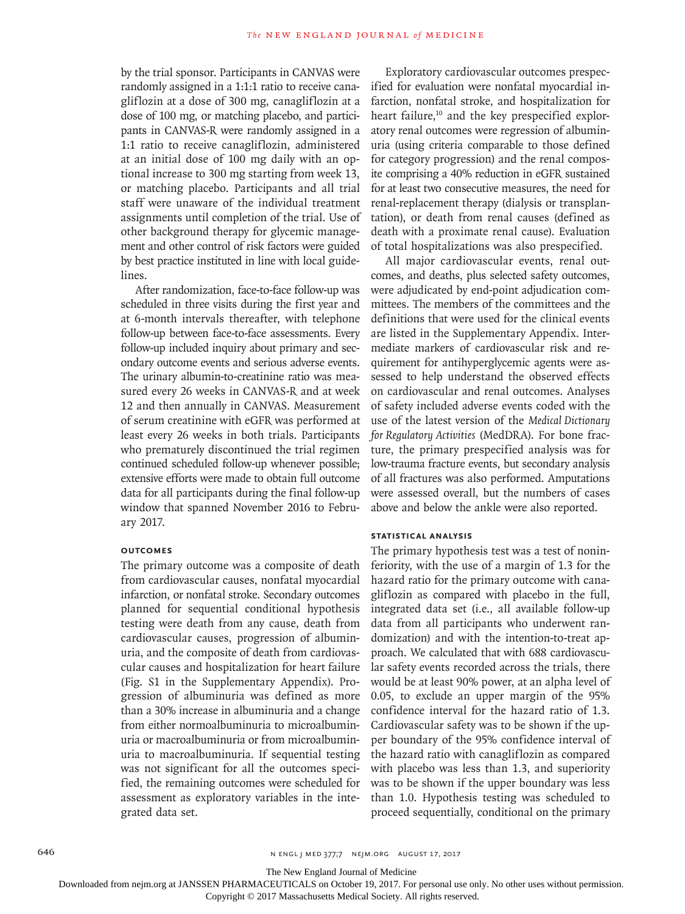by the trial sponsor. Participants in CANVAS were randomly assigned in a 1:1:1 ratio to receive canagliflozin at a dose of 300 mg, canagliflozin at a dose of 100 mg, or matching placebo, and participants in CANVAS-R were randomly assigned in a 1:1 ratio to receive canagliflozin, administered at an initial dose of 100 mg daily with an optional increase to 300 mg starting from week 13, or matching placebo. Participants and all trial staff were unaware of the individual treatment assignments until completion of the trial. Use of other background therapy for glycemic management and other control of risk factors were guided by best practice instituted in line with local guidelines.

After randomization, face-to-face follow-up was scheduled in three visits during the first year and at 6-month intervals thereafter, with telephone follow-up between face-to-face assessments. Every follow-up included inquiry about primary and secondary outcome events and serious adverse events. The urinary albumin-to-creatinine ratio was measured every 26 weeks in CANVAS-R and at week 12 and then annually in CANVAS. Measurement of serum creatinine with eGFR was performed at least every 26 weeks in both trials. Participants who prematurely discontinued the trial regimen continued scheduled follow-up whenever possible; extensive efforts were made to obtain full outcome data for all participants during the final follow-up window that spanned November 2016 to February 2017.

## OUTCOMES

The primary outcome was a composite of death from cardiovascular causes, nonfatal myocardial infarction, or nonfatal stroke. Secondary outcomes planned for sequential conditional hypothesis testing were death from any cause, death from cardiovascular causes, progression of albuminuria, and the composite of death from cardiovascular causes and hospitalization for heart failure (Fig. S1 in the Supplementary Appendix). Progression of albuminuria was defined as more than a 30% increase in albuminuria and a change from either normoalbuminuria to microalbuminuria or macroalbuminuria or from microalbuminuria to macroalbuminuria. If sequential testing was not significant for all the outcomes specified, the remaining outcomes were scheduled for assessment as exploratory variables in the integrated data set.

Exploratory cardiovascular outcomes prespecified for evaluation were nonfatal myocardial infarction, nonfatal stroke, and hospitalization for heart failure,[10] and the key prespecified exploratory renal outcomes were regression of albuminuria (using criteria comparable to those defined for category progression) and the renal composite comprising a 40% reduction in eGFR sustained for at least two consecutive measures, the need for renal-replacement therapy (dialysis or transplantation), or death from renal causes (defined as death with a proximate renal cause). Evaluation of total hospitalizations was also prespecified.

All major cardiovascular events, renal outcomes, and deaths, plus selected safety outcomes, were adjudicated by end-point adjudication committees. The members of the committees and the definitions that were used for the clinical events are listed in the Supplementary Appendix. Intermediate markers of cardiovascular risk and requirement for antihyperglycemic agents were assessed to help understand the observed effects on cardiovascular and renal outcomes. Analyses of safety included adverse events coded with the use of the latest version of the *Medical Dictionary for Regulatory Activities* (MedDRA). For bone fracture, the primary prespecified analysis was for low-trauma fracture events, but secondary analysis of all fractures was also performed. Amputations were assessed overall, but the numbers of cases above and below the ankle were also reported.

## STATISTICAL ANALYSIS

The primary hypothesis test was a test of noninferiority, with the use of a margin of 1.3 for the hazard ratio for the primary outcome with canagliflozin as compared with placebo in the full, integrated data set (i.e., all available follow-up data from all participants who underwent randomization) and with the intention-to-treat approach. We calculated that with 688 cardiovascular safety events recorded across the trials, there would be at least 90% power, at an alpha level of 0.05, to exclude an upper margin of the 95% confidence interval for the hazard ratio of 1.3. Cardiovascular safety was to be shown if the upper boundary of the 95% confidence interval of the hazard ratio with canagliflozin as compared with placebo was less than 1.3, and superiority was to be shown if the upper boundary was less than 1.0. Hypothesis testing was scheduled to proceed sequentially, conditional on the primary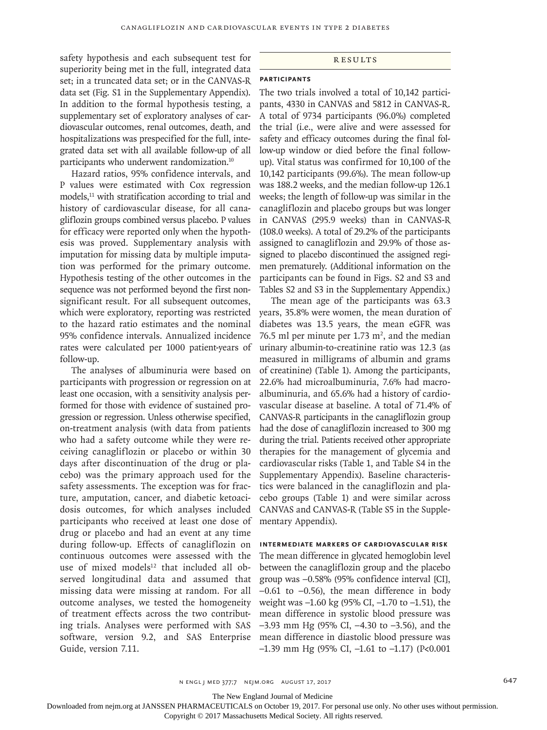safety hypothesis and each subsequent test for superiority being met in the full, integrated data set; in a truncated data set; or in the CANVAS-R data set (Fig. S1 in the Supplementary Appendix). In addition to the formal hypothesis testing, a supplementary set of exploratory analyses of cardiovascular outcomes, renal outcomes, death, and hospitalizations was prespecified for the full, integrated data set with all available follow-up of all participants who underwent randomization.[10]

Hazard ratios, 95% confidence intervals, and P values were estimated with Cox regression models,[11] with stratification according to trial and history of cardiovascular disease, for all canagliflozin groups combined versus placebo. P values for efficacy were reported only when the hypothesis was proved. Supplementary analysis with imputation for missing data by multiple imputation was performed for the primary outcome. Hypothesis testing of the other outcomes in the sequence was not performed beyond the first nonsignificant result. For all subsequent outcomes, which were exploratory, reporting was restricted to the hazard ratio estimates and the nominal 95% confidence intervals. Annualized incidence rates were calculated per 1000 patient-years of follow-up.

The analyses of albuminuria were based on participants with progression or regression on at least one occasion, with a sensitivity analysis performed for those with evidence of sustained progression or regression. Unless otherwise specified, on-treatment analysis (with data from patients who had a safety outcome while they were receiving canagliflozin or placebo or within 30 days after discontinuation of the drug or placebo) was the primary approach used for the safety assessments. The exception was for fracture, amputation, cancer, and diabetic ketoacidosis outcomes, for which analyses included participants who received at least one dose of drug or placebo and had an event at any time during follow-up. Effects of canagliflozin on continuous outcomes were assessed with the use of mixed models[12] that included all observed longitudinal data and assumed that missing data were missing at random. For all outcome analyses, we tested the homogeneity of treatment effects across the two contributing trials. Analyses were performed with SAS software, version 9.2, and SAS Enterprise Guide, version 7.11.

## Results

### Participants

The two trials involved a total of 10,142 participants, 4330 in CANVAS and 5812 in CANVAS-R. A total of 9734 participants (96.0%) completed the trial (i.e., were alive and were assessed for safety and efficacy outcomes during the final follow-up window or died before the final follow-up). Vital status was confirmed for 10,100 of the 10,142 participants (99.6%). The mean follow-up was 188.2 weeks, and the median follow-up 126.1 weeks; the length of follow-up was similar in the canagliflozin and placebo groups but was longer in CANVAS (295.9 weeks) than in CANVAS-R (108.0 weeks). A total of 29.2% of the participants assigned to canagliflozin and 29.9% of those assigned to placebo discontinued the assigned regimen prematurely. (Additional information on the participants can be found in Figs. S2 and S3 and Tables S2 and S3 in the Supplementary Appendix.)

The mean age of the participants was 63.3 years, 35.8% were women, the mean duration of diabetes was 13.5 years, the mean eGFR was 76.5 ml per minute per 1.73 $m^2$, and the median urinary albumin-to-creatinine ratio was 12.3 (as measured in milligrams of albumin and grams of creatinine) (Table 1). Among the participants, 22.6% had microalbuminuria, 7.6% had macroalbuminuria, and 65.6% had a history of cardiovascular disease at baseline. A total of 71.4% of CANVAS-R participants in the canagliflozin group had the dose of canagliflozin increased to 300 mg during the trial. Patients received other appropriate therapies for the management of glycemia and cardiovascular risks (Table 1, and Table S4 in the Supplementary Appendix). Baseline characteristics were balanced in the canagliflozin and placebo groups (Table 1) and were similar across CANVAS and CANVAS-R (Table S5 in the Supplementary Appendix).

### Intermediate Markers of Cardiovascular Risk

The mean difference in glycated hemoglobin level between the canagliflozin group and the placebo group was −0.58% (95% confidence interval [CI], −0.61 to −0.56), the mean difference in body weight was −1.60 kg (95% CI, −1.70 to −1.51), the mean difference in systolic blood pressure was −3.93 mm Hg (95% CI, −4.30 to −3.56), and the mean difference in diastolic blood pressure was −1.39 mm Hg (95% CI, −1.61 to −1.17) (P<0.001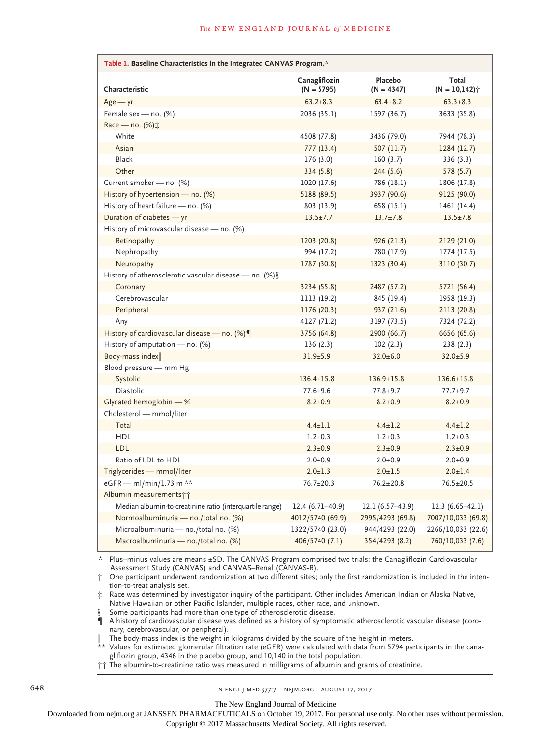**Table 1. Baseline Characteristics in the Integrated CANVAS Program.***

| Characteristic | Canagliflozin (N = 5795) | Placebo (N = 4347) | Total (N = 10,142)† |
|---|---|---|---|
| Age — yr | 63.2±8.3 | 63.4±8.2 | 63.3±8.3 |
| Female sex — no. (%) | 2036 (35.1) | 1597 (36.7) | 3633 (35.8) |
| Race — no. (%)‡ | | | |
| White | 4508 (77.8) | 3436 (79.0) | 7944 (78.3) |
| Asian | 777 (13.4) | 507 (11.7) | 1284 (12.7) |
| Black | 176 (3.0) | 160 (3.7) | 336 (3.3) |
| Other | 334 (5.8) | 244 (5.6) | 578 (5.7) |
| Current smoker — no. (%) | 1020 (17.6) | 786 (18.1) | 1806 (17.8) |
| History of hypertension — no. (%) | 5188 (89.5) | 3937 (90.6) | 9125 (90.0) |
| History of heart failure — no. (%) | 803 (13.9) | 658 (15.1) | 1461 (14.4) |
| Duration of diabetes — yr | 13.5±7.7 | 13.7±7.8 | 13.5±7.8 |
| History of microvascular disease — no. (%) | | | |
| Retinopathy | 1203 (20.8) | 926 (21.3) | 2129 (21.0) |
| Nephropathy | 994 (17.2) | 780 (17.9) | 1774 (17.5) |
| Neuropathy | 1787 (30.8) | 1323 (30.4) | 3110 (30.7) |
| History of atherosclerotic vascular disease — no. (%)§ | | | |
| Coronary | 3234 (55.8) | 2487 (57.2) | 5721 (56.4) |
| Cerebrovascular | 1113 (19.2) | 845 (19.4) | 1958 (19.3) |
| Peripheral | 1176 (20.3) | 937 (21.6) | 2113 (20.8) |
| Any | 4127 (71.2) | 3197 (73.5) | 7324 (72.2) |
| History of cardiovascular disease — no. (%)¶ | 3756 (64.8) | 2900 (66.7) | 6656 (65.6) |
| History of amputation — no. (%) | 136 (2.3) | 102 (2.3) | 238 (2.3) |
| Body-mass index‖ | 31.9±5.9 | 32.0±6.0 | 32.0±5.9 |
| Blood pressure — mm Hg | | | |
| Systolic | 136.4±15.8 | 136.9±15.8 | 136.6±15.8 |
| Diastolic | 77.6±9.6 | 77.8±9.7 | 77.7±9.7 |
| Glycated hemoglobin — % | 8.2±0.9 | 8.2±0.9 | 8.2±0.9 |
| Cholesterol — mmol/liter | | | |
| Total | 4.4±1.1 | 4.4±1.2 | 4.4±1.2 |
| HDL | 1.2±0.3 | 1.2±0.3 | 1.2±0.3 |
| LDL | 2.3±0.9 | 2.3±0.9 | 2.3±0.9 |
| Ratio of LDL to HDL | 2.0±0.9 | 2.0±0.9 | 2.0±0.9 |
| Triglycerides — mmol/liter | 2.0±1.3 | 2.0±1.5 | 2.0±1.4 |
| eGFR — ml/min/1.73 m** | 76.7±20.3 | 76.2±20.8 | 76.5±20.5 |
| Albumin measurements†† | | | |
| Median albumin-to-creatinine ratio (interquartile range) | 12.4 (6.71–40.9) | 12.1 (6.57–43.9) | 12.3 (6.65–42.1) |
| Normoalbuminuria — no./total no. (%) | 4012/5740 (69.9) | 2995/4293 (69.8) | 7007/10,033 (69.8) |
| Microalbuminuria — no./total no. (%) | 1322/5740 (23.0) | 944/4293 (22.0) | 2266/10,033 (22.6) |
| Macroalbuminuria — no./total no. (%) | 406/5740 (7.1) | 354/4293 (8.2) | 760/10,033 (7.6) |

\* Plus–minus values are means ±SD. The CANVAS Program comprised two trials: the Canagliflozin Cardiovascular Assessment Study (CANVAS) and CANVAS–Renal (CANVAS-R).

† One participant underwent randomization at two different sites; only the first randomization is included in the intention-to-treat analysis set.

‡ Race was determined by investigator inquiry of the participant. Other includes American Indian or Alaska Native, Native Hawaiian or other Pacific Islander, multiple races, other race, and unknown.

§ Some participants had more than one type of atherosclerotic disease.

¶ A history of cardiovascular disease was defined as a history of symptomatic atherosclerotic vascular disease (coronary, cerebrovascular, or peripheral).

‖ The body-mass index is the weight in kilograms divided by the square of the height in meters.

** Values for estimated glomerular filtration rate (eGFR) were calculated with data from 5794 participants in the canagliflozin group, 4346 in the placebo group, and 10,140 in the total population.

†† The albumin-to-creatinine ratio was measured in milligrams of albumin and grams of creatinine.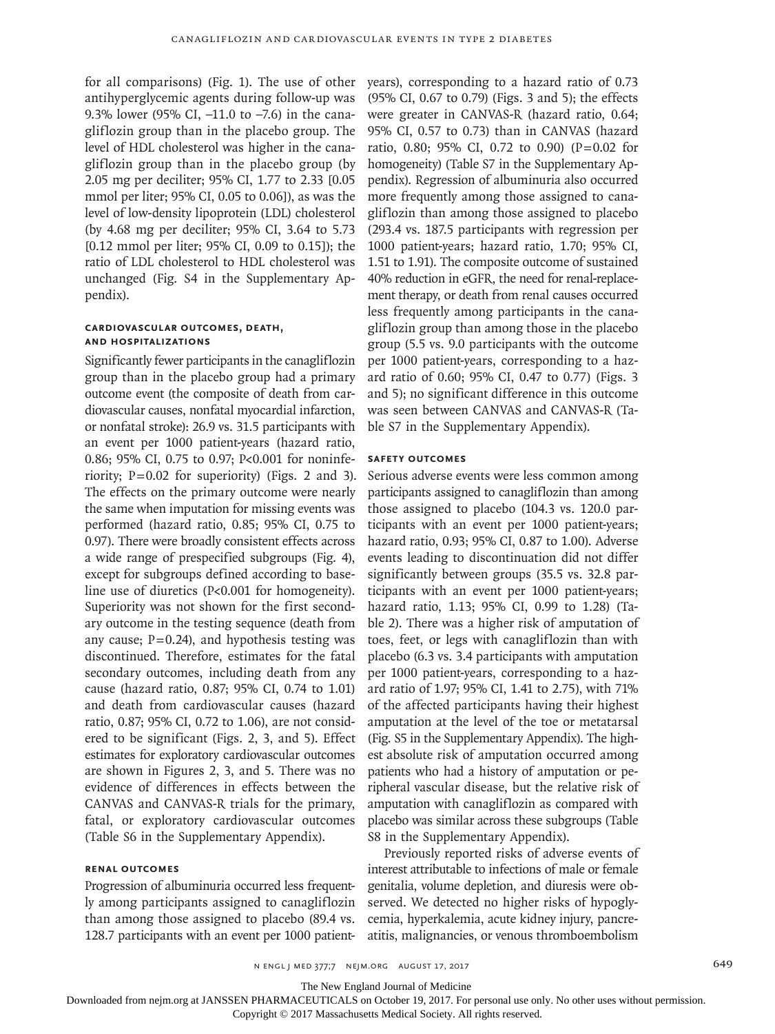for all comparisons) (Fig. 1). The use of other antihyperglycemic agents during follow-up was 9.3% lower (95% CI, −11.0 to −7.6) in the canagliflozin group than in the placebo group. The level of HDL cholesterol was higher in the canagliflozin group than in the placebo group (by 2.05 mg per deciliter; 95% CI, 1.77 to 2.33 [0.05 mmol per liter; 95% CI, 0.05 to 0.06]), as was the level of low-density lipoprotein (LDL) cholesterol (by 4.68 mg per deciliter; 95% CI, 3.64 to 5.73 [0.12 mmol per liter; 95% CI, 0.09 to 0.15]); the ratio of LDL cholesterol to HDL cholesterol was unchanged (Fig. S4 in the Supplementary Appendix).

### Cardiovascular Outcomes, Death, and Hospitalizations

Significantly fewer participants in the canagliflozin group than in the placebo group had a primary outcome event (the composite of death from cardiovascular causes, nonfatal myocardial infarction, or nonfatal stroke): 26.9 vs. 31.5 participants with an event per 1000 patient-years (hazard ratio, 0.86; 95% CI, 0.75 to 0.97; P<0.001 for noninferiority; P=0.02 for superiority) (Figs. 2 and 3). The effects on the primary outcome were nearly the same when imputation for missing events was performed (hazard ratio, 0.85; 95% CI, 0.75 to 0.97). There were broadly consistent effects across a wide range of prespecified subgroups (Fig. 4), except for subgroups defined according to baseline use of diuretics (P<0.001 for homogeneity). Superiority was not shown for the first secondary outcome in the testing sequence (death from any cause; P=0.24), and hypothesis testing was discontinued. Therefore, estimates for the fatal secondary outcomes, including death from any cause (hazard ratio, 0.87; 95% CI, 0.74 to 1.01) and death from cardiovascular causes (hazard ratio, 0.87; 95% CI, 0.72 to 1.06), are not considered to be significant (Figs. 2, 3, and 5). Effect estimates for exploratory cardiovascular outcomes are shown in Figures 2, 3, and 5. There was no evidence of differences in effects between the CANVAS and CANVAS-R trials for the primary, fatal, or exploratory cardiovascular outcomes (Table S6 in the Supplementary Appendix).

### Renal Outcomes

Progression of albuminuria occurred less frequently among participants assigned to canagliflozin than among those assigned to placebo (89.4 vs. 128.7 participants with an event per 1000 patient-years), corresponding to a hazard ratio of 0.73 (95% CI, 0.67 to 0.79) (Figs. 3 and 5); the effects were greater in CANVAS-R (hazard ratio, 0.64; 95% CI, 0.57 to 0.73) than in CANVAS (hazard ratio, 0.80; 95% CI, 0.72 to 0.90) (P=0.02 for homogeneity) (Table S7 in the Supplementary Appendix). Regression of albuminuria also occurred more frequently among those assigned to canagliflozin than among those assigned to placebo (293.4 vs. 187.5 participants with regression per 1000 patient-years; hazard ratio, 1.70; 95% CI, 1.51 to 1.91). The composite outcome of sustained 40% reduction in eGFR, the need for renal-replacement therapy, or death from renal causes occurred less frequently among participants in the canagliflozin group than among those in the placebo group (5.5 vs. 9.0 participants with the outcome per 1000 patient-years, corresponding to a hazard ratio of 0.60; 95% CI, 0.47 to 0.77) (Figs. 3 and 5); no significant difference in this outcome was seen between CANVAS and CANVAS-R (Table S7 in the Supplementary Appendix).

### Safety Outcomes

Serious adverse events were less common among participants assigned to canagliflozin than among those assigned to placebo (104.3 vs. 120.0 participants with an event per 1000 patient-years; hazard ratio, 0.93; 95% CI, 0.87 to 1.00). Adverse events leading to discontinuation did not differ significantly between groups (35.5 vs. 32.8 participants with an event per 1000 patient-years; hazard ratio, 1.13; 95% CI, 0.99 to 1.28) (Table 2). There was a higher risk of amputation of toes, feet, or legs with canagliflozin than with placebo (6.3 vs. 3.4 participants with amputation per 1000 patient-years, corresponding to a hazard ratio of 1.97; 95% CI, 1.41 to 2.75), with 71% of the affected participants having their highest amputation at the level of the toe or metatarsal (Fig. S5 in the Supplementary Appendix). The highest absolute risk of amputation occurred among patients who had a history of amputation or peripheral vascular disease, but the relative risk of amputation with canagliflozin as compared with placebo was similar across these subgroups (Table S8 in the Supplementary Appendix).

Previously reported risks of adverse events of interest attributable to infections of male or female genitalia, volume depletion, and diuresis were observed. We detected no higher risks of hypoglycemia, hyperkalemia, acute kidney injury, pancreatitis, malignancies, or venous thromboembolism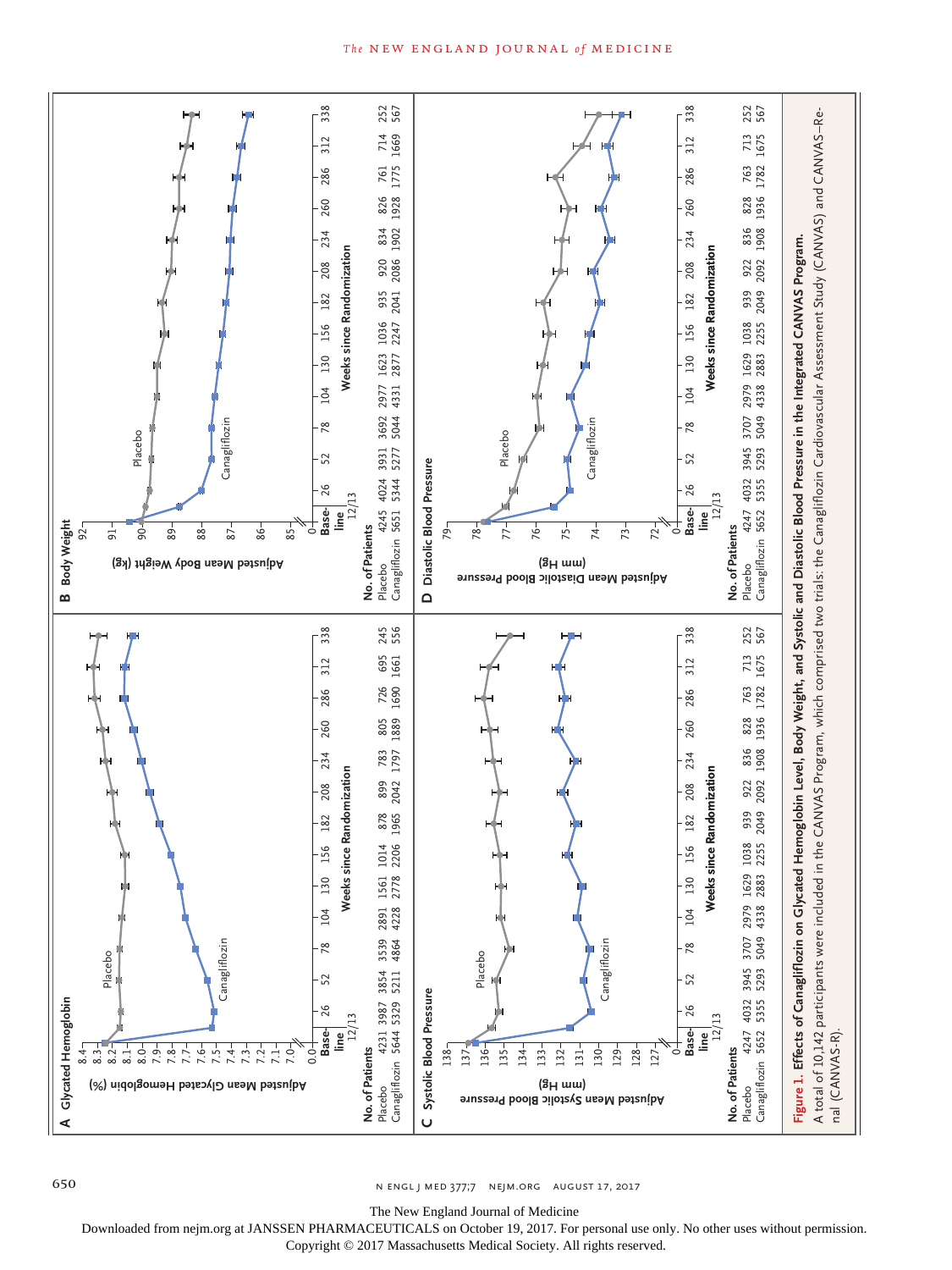**A Glycated Hemoglobin**

Adjusted Mean Glycated Hemoglobin (%) vs. Weeks since Randomization (Placebo, Canagliflozin)

| No. of Patients | Baseline | 26 | 52 | 78 | 104 | 130 | 156 | 182 | 208 | 234 | 260 | 286 | 312 | 338 |
|---|---|---|---|---|---|---|---|---|---|---|---|---|---|---|
| Placebo | 4231 | 3987 | 3854 | 3539 | 2891 | 1561 | 1014 | 878 | 899 | 783 | 805 | 726 | 695 | 245 |
| Canagliflozin | 5644 | 5329 | 5211 | 4864 | 4228 | 2778 | 2206 | 1965 | 2042 | 1797 | 1889 | 1690 | 1661 | 556 |

**B Body Weight**

Adjusted Mean Body Weight (kg) vs. Weeks since Randomization (Placebo, Canagliflozin)

| No. of Patients | Baseline | 26 | 52 | 78 | 104 | 130 | 156 | 182 | 208 | 234 | 260 | 286 | 312 | 338 |
|---|---|---|---|---|---|---|---|---|---|---|---|---|---|---|
| Placebo | 4245 | 4024 | 3931 | 3692 | 2977 | 1623 | 1036 | 935 | 920 | 834 | 826 | 761 | 714 | 252 |
| Canagliflozin | 5651 | 5344 | 5277 | 5044 | 4331 | 2877 | 2247 | 2041 | 2086 | 1902 | 1928 | 1775 | 1669 | 567 |

**C Systolic Blood Pressure**

Adjusted Mean Systolic Blood Pressure (mm Hg) vs. Weeks since Randomization (Placebo, Canagliflozin)

| No. of Patients | Baseline | 26 | 52 | 78 | 104 | 130 | 156 | 182 | 208 | 234 | 260 | 286 | 312 | 338 |
|---|---|---|---|---|---|---|---|---|---|---|---|---|---|---|
| Placebo | 4247 | 4032 | 3945 | 3707 | 2979 | 1629 | 1038 | 939 | 922 | 836 | 828 | 763 | 713 | 252 |
| Canagliflozin | 5652 | 5355 | 5293 | 5049 | 4338 | 2883 | 2255 | 2049 | 2092 | 1908 | 1936 | 1782 | 1675 | 567 |

**D Diastolic Blood Pressure**

Adjusted Mean Diastolic Blood Pressure (mm Hg) vs. Weeks since Randomization (Placebo, Canagliflozin)

| No. of Patients | Baseline | 26 | 52 | 78 | 104 | 130 | 156 | 182 | 208 | 234 | 260 | 286 | 312 | 338 |
|---|---|---|---|---|---|---|---|---|---|---|---|---|---|---|
| Placebo | 4247 | 4032 | 3945 | 3707 | 2979 | 1629 | 1038 | 939 | 922 | 836 | 828 | 763 | 713 | 252 |
| Canagliflozin | 5652 | 5355 | 5293 | 5049 | 4338 | 2883 | 2255 | 2049 | 2092 | 1908 | 1936 | 1782 | 1675 | 567 |

**Figure 1. Effects of Canagliflozin on Glycated Hemoglobin Level, Body Weight, and Systolic and Diastolic Blood Pressure in the Integrated CANVAS Program.**

A total of 10,142 participants were included in the CANVAS Program, which comprised two trials: the Canagliflozin Cardiovascular Assessment Study (CANVAS) and CANVAS–Renal (CANVAS-R).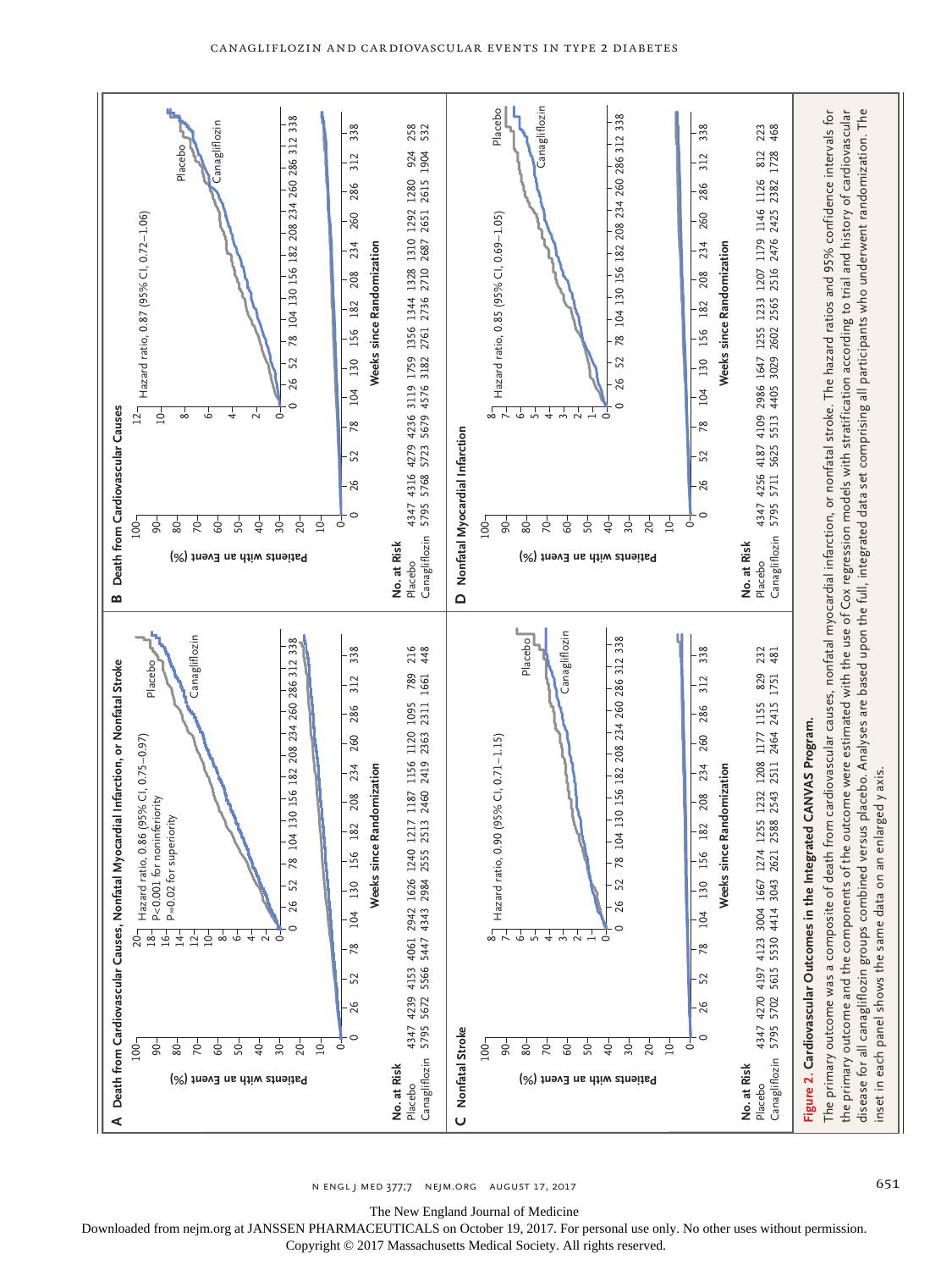## Figure 2. Cardiovascular Outcomes in the Integrated CANVAS Program.

### A Death from Cardiovascular Causes, Nonfatal Myocardial Infarction, or Nonfatal Stroke

Hazard ratio, 0.86 (95% CI, 0.75–0.97)
P<0.001 for noninferiority
P=0.02 for superiority

| No. at Risk | 0 | 26 | 52 | 78 | 104 | 130 | 156 | 182 | 208 | 234 | 260 | 286 | 312 | 338 |
|---|---|---|---|---|---|---|---|---|---|---|---|---|---|---|
| Placebo | 4347 | 4239 | 4153 | 4061 | 2942 | 1626 | 1240 | 1217 | 1187 | 1156 | 1120 | 1095 | 789 | 216 |
| Canagliflozin | 5795 | 5672 | 5566 | 5447 | 4343 | 2984 | 2555 | 2513 | 2460 | 2419 | 2363 | 2311 | 1661 | 448 |

### B Death from Cardiovascular Causes

Hazard ratio, 0.87 (95% CI, 0.72–1.06)

| No. at Risk | 0 | 26 | 52 | 78 | 104 | 130 | 156 | 182 | 208 | 234 | 260 | 286 | 312 | 338 |
|---|---|---|---|---|---|---|---|---|---|---|---|---|---|---|
| Placebo | 4347 | 4316 | 4279 | 4236 | 3119 | 1759 | 1356 | 1344 | 1328 | 1310 | 1292 | 1280 | 924 | 258 |
| Canagliflozin | 5795 | 5768 | 5723 | 5679 | 4576 | 3182 | 2761 | 2736 | 2710 | 2687 | 2651 | 2615 | 1904 | 532 |

### C Nonfatal Stroke

Hazard ratio, 0.90 (95% CI, 0.71–1.15)

| No. at Risk | 0 | 26 | 52 | 78 | 104 | 130 | 156 | 182 | 208 | 234 | 260 | 286 | 312 | 338 |
|---|---|---|---|---|---|---|---|---|---|---|---|---|---|---|
| Placebo | 4347 | 4270 | 4197 | 4123 | 3004 | 1667 | 1274 | 1255 | 1232 | 1208 | 1177 | 1155 | 829 | 232 |
| Canagliflozin | 5795 | 5702 | 5615 | 5530 | 4414 | 3043 | 2621 | 2588 | 2543 | 2511 | 2464 | 2415 | 1751 | 481 |

### D Nonfatal Myocardial Infarction

Hazard ratio, 0.85 (95% CI, 0.69–1.05)

| No. at Risk | 0 | 26 | 52 | 78 | 104 | 130 | 156 | 182 | 208 | 234 | 260 | 286 | 312 | 338 |
|---|---|---|---|---|---|---|---|---|---|---|---|---|---|---|
| Placebo | 4347 | 4256 | 4187 | 4109 | 2986 | 1647 | 1255 | 1233 | 1207 | 1179 | 1146 | 1126 | 812 | 223 |
| Canagliflozin | 5795 | 5711 | 5625 | 5513 | 4405 | 3029 | 2602 | 2565 | 2516 | 2476 | 2425 | 2382 | 1728 | 468 |

The primary outcome was a composite of death from cardiovascular causes, nonfatal myocardial infarction, or nonfatal stroke. The hazard ratios and 95% confidence intervals for the primary outcome and the components of the outcome were estimated with the use of Cox regression models with stratification according to trial and history of cardiovascular disease for all canagliflozin groups combined versus placebo. Analyses are based upon the full, integrated data set comprising all participants who underwent randomization. The inset in each panel shows the same data on an enlarged y axis.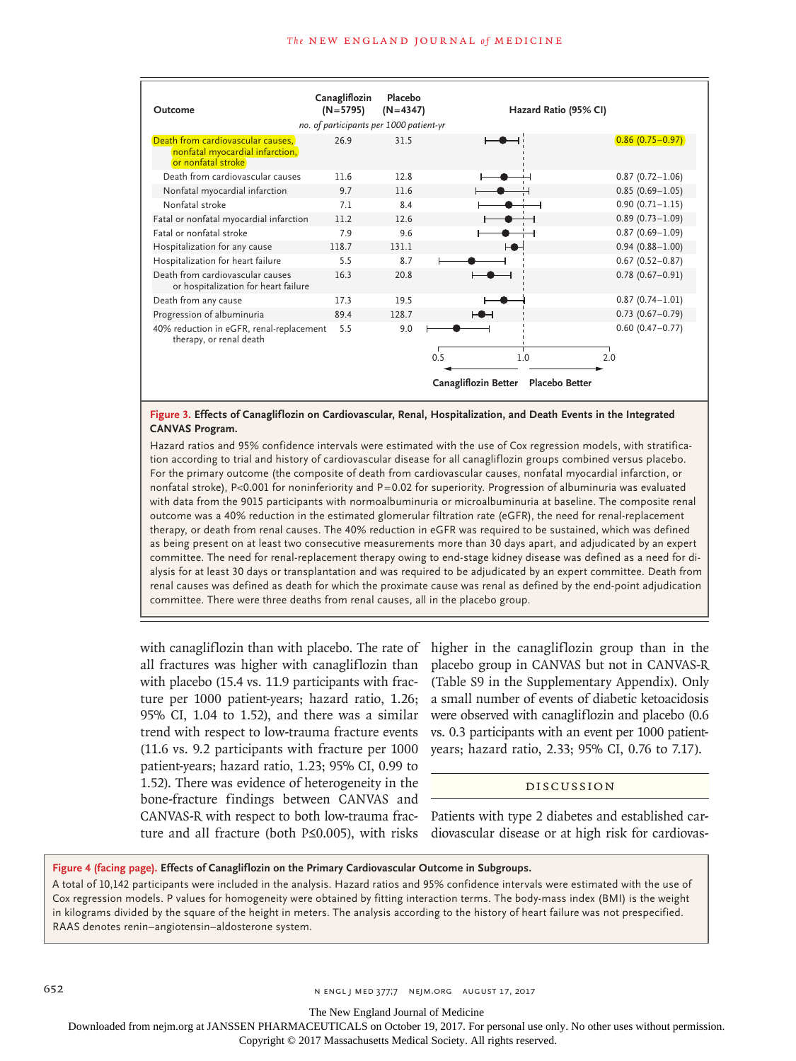| Outcome | Canagliflozin (N=5795) | Placebo (N=4347) | Hazard Ratio (95% CI) |
|---|---|---|---|
| | *no. of participants per 1000 patient-yr* | | |
| Death from cardiovascular causes, nonfatal myocardial infarction, or nonfatal stroke | 26.9 | 31.5 | 0.86 (0.75–0.97) |
| Death from cardiovascular causes | 11.6 | 12.8 | 0.87 (0.72–1.06) |
| Nonfatal myocardial infarction | 9.7 | 11.6 | 0.85 (0.69–1.05) |
| Nonfatal stroke | 7.1 | 8.4 | 0.90 (0.71–1.15) |
| Fatal or nonfatal myocardial infarction | 11.2 | 12.6 | 0.89 (0.73–1.09) |
| Fatal or nonfatal stroke | 7.9 | 9.6 | 0.87 (0.69–1.09) |
| Hospitalization for any cause | 118.7 | 131.1 | 0.94 (0.88–1.00) |
| Hospitalization for heart failure | 5.5 | 8.7 | 0.67 (0.52–0.87) |
| Death from cardiovascular causes or hospitalization for heart failure | 16.3 | 20.8 | 0.78 (0.67–0.91) |
| Death from any cause | 17.3 | 19.5 | 0.87 (0.74–1.01) |
| Progression of albuminuria | 89.4 | 128.7 | 0.73 (0.67–0.79) |
| 40% reduction in eGFR, renal-replacement therapy, or renal death | 5.5 | 9.0 | 0.60 (0.47–0.77) |

Axis: 0.5, 1.0, 2.0 — Canagliflozin Better / Placebo Better

**Figure 3. Effects of Canagliflozin on Cardiovascular, Renal, Hospitalization, and Death Events in the Integrated CANVAS Program.**

Hazard ratios and 95% confidence intervals were estimated with the use of Cox regression models, with stratification according to trial and history of cardiovascular disease for all canagliflozin groups combined versus placebo. For the primary outcome (the composite of death from cardiovascular causes, nonfatal myocardial infarction, or nonfatal stroke), P<0.001 for noninferiority and P=0.02 for superiority. Progression of albuminuria was evaluated with data from the 9015 participants with normoalbuminuria or microalbuminuria at baseline. The composite renal outcome was a 40% reduction in the estimated glomerular filtration rate (eGFR), the need for renal-replacement therapy, or death from renal causes. The 40% reduction in eGFR was required to be sustained, which was defined as being present on at least two consecutive measurements more than 30 days apart, and adjudicated by an expert committee. The need for renal-replacement therapy owing to end-stage kidney disease was defined as a need for dialysis for at least 30 days or transplantation and was required to be adjudicated by an expert committee. Death from renal causes was defined as death for which the proximate cause was renal as defined by the end-point adjudication committee. There were three deaths from renal causes, all in the placebo group.

with canagliflozin than with placebo. The rate of all fractures was higher with canagliflozin than with placebo (15.4 vs. 11.9 participants with fracture per 1000 patient-years; hazard ratio, 1.26; 95% CI, 1.04 to 1.52), and there was a similar trend with respect to low-trauma fracture events (11.6 vs. 9.2 participants with fracture per 1000 patient-years; hazard ratio, 1.23; 95% CI, 0.99 to 1.52). There was evidence of heterogeneity in the bone-fracture findings between CANVAS and CANVAS-R with respect to both low-trauma fracture and all fracture (both P≤0.005), with risks higher in the canagliflozin group than in the placebo group in CANVAS but not in CANVAS-R (Table S9 in the Supplementary Appendix). Only a small number of events of diabetic ketoacidosis were observed with canagliflozin and placebo (0.6 vs. 0.3 participants with an event per 1000 patient-years; hazard ratio, 2.33; 95% CI, 0.76 to 7.17).

## DISCUSSION

Patients with type 2 diabetes and established cardiovascular disease or at high risk for cardiovas-

**Figure 4 (facing page). Effects of Canagliflozin on the Primary Cardiovascular Outcome in Subgroups.**

A total of 10,142 participants were included in the analysis. Hazard ratios and 95% confidence intervals were estimated with the use of Cox regression models. P values for homogeneity were obtained by fitting interaction terms. The body-mass index (BMI) is the weight in kilograms divided by the square of the height in meters. The analysis according to the history of heart failure was not prespecified. RAAS denotes renin–angiotensin–aldosterone system.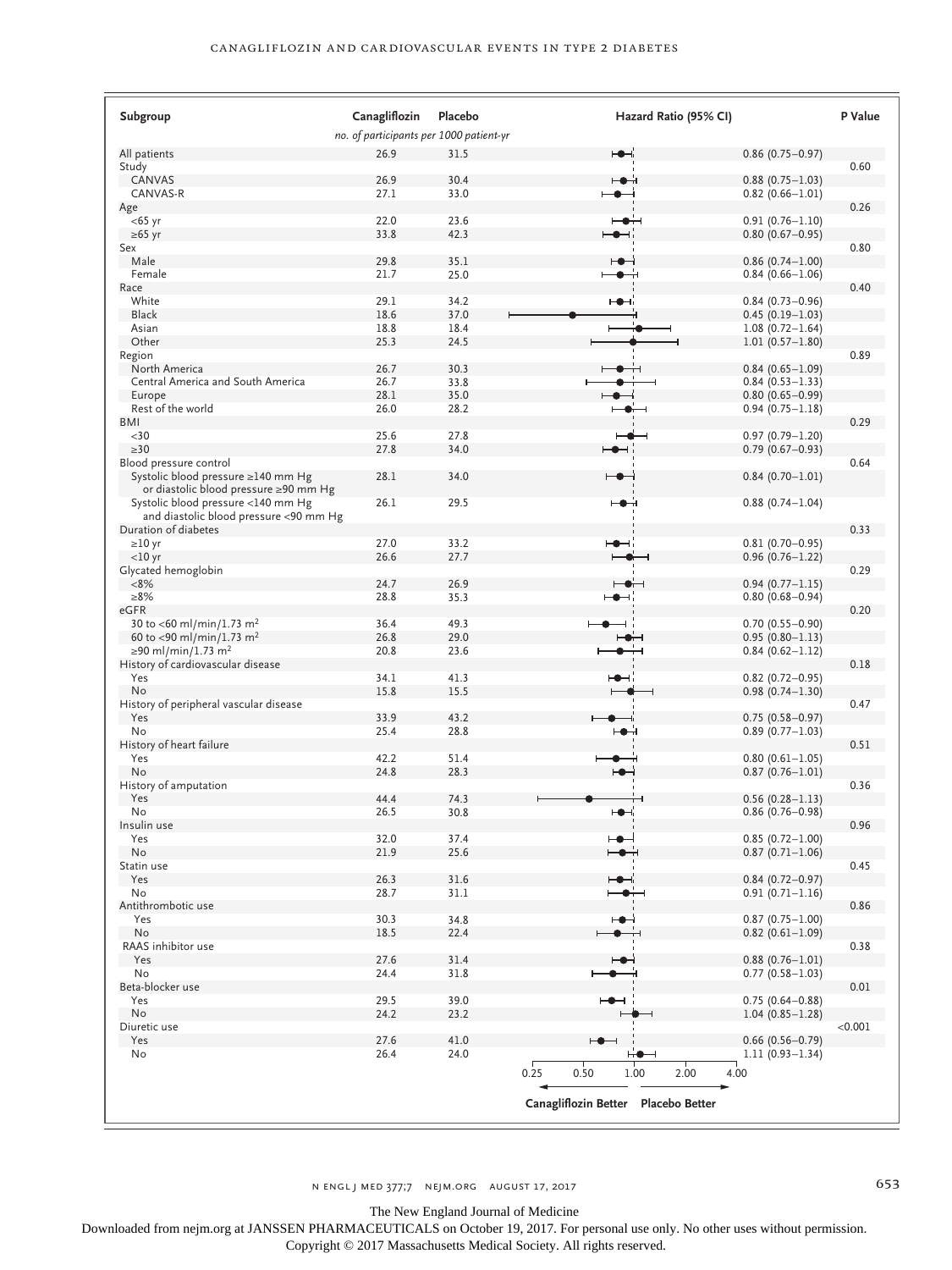| Subgroup | Canagliflozin | Placebo | Hazard Ratio (95% CI) | P Value |
|---|---|---|---|---|
| | *no. of participants per 1000 patient-yr* | | | |
| All patients | 26.9 | 31.5 | 0.86 (0.75–0.97) | |
| Study | | | | 0.60 |
| CANVAS | 26.9 | 30.4 | 0.88 (0.75–1.03) | |
| CANVAS-R | 27.1 | 33.0 | 0.82 (0.66–1.01) | |
| Age | | | | 0.26 |
| <65 yr | 22.0 | 23.6 | 0.91 (0.76–1.10) | |
| ≥65 yr | 33.8 | 42.3 | 0.80 (0.67–0.95) | |
| Sex | | | | 0.80 |
| Male | 29.8 | 35.1 | 0.86 (0.74–1.00) | |
| Female | 21.7 | 25.0 | 0.84 (0.66–1.06) | |
| Race | | | | 0.40 |
| White | 29.1 | 34.2 | 0.84 (0.73–0.96) | |
| Black | 18.6 | 37.0 | 0.45 (0.19–1.03) | |
| Asian | 18.8 | 18.4 | 1.08 (0.72–1.64) | |
| Other | 25.3 | 24.5 | 1.01 (0.57–1.80) | |
| Region | | | | 0.89 |
| North America | 26.7 | 30.3 | 0.84 (0.65–1.09) | |
| Central America and South America | 26.7 | 33.8 | 0.84 (0.53–1.33) | |
| Europe | 28.1 | 35.0 | 0.80 (0.65–0.99) | |
| Rest of the world | 26.0 | 28.2 | 0.94 (0.75–1.18) | |
| BMI | | | | 0.29 |
| <30 | 25.6 | 27.8 | 0.97 (0.79–1.20) | |
| ≥30 | 27.8 | 34.0 | 0.79 (0.67–0.93) | |
| Blood pressure control | | | | 0.64 |
| Systolic blood pressure ≥140 mm Hg or diastolic blood pressure ≥90 mm Hg | 28.1 | 34.0 | 0.84 (0.70–1.01) | |
| Systolic blood pressure <140 mm Hg and diastolic blood pressure <90 mm Hg | 26.1 | 29.5 | 0.88 (0.74–1.04) | |
| Duration of diabetes | | | | 0.33 |
| ≥10 yr | 27.0 | 33.2 | 0.81 (0.70–0.95) | |
| <10 yr | 26.6 | 27.7 | 0.96 (0.76–1.22) | |
| Glycated hemoglobin | | | | 0.29 |
| <8% | 24.7 | 26.9 | 0.94 (0.77–1.15) | |
| ≥8% | 28.8 | 35.3 | 0.80 (0.68–0.94) | |
| eGFR | | | | 0.20 |
| 30 to <60 ml/min/1.73 m$^2$ | 36.4 | 49.3 | 0.70 (0.55–0.90) | |
| 60 to <90 ml/min/1.73 m$^2$ | 26.8 | 29.0 | 0.95 (0.80–1.13) | |
| ≥90 ml/min/1.73 m$^2$ | 20.8 | 23.6 | 0.84 (0.62–1.12) | |
| History of cardiovascular disease | | | | 0.18 |
| Yes | 34.1 | 41.3 | 0.82 (0.72–0.95) | |
| No | 15.8 | 15.5 | 0.98 (0.74–1.30) | |
| History of peripheral vascular disease | | | | 0.47 |
| Yes | 33.9 | 43.2 | 0.75 (0.58–0.97) | |
| No | 25.4 | 28.8 | 0.89 (0.77–1.03) | |
| History of heart failure | | | | 0.51 |
| Yes | 42.2 | 51.4 | 0.80 (0.61–1.05) | |
| No | 24.8 | 28.3 | 0.87 (0.76–1.01) | |
| History of amputation | | | | 0.36 |
| Yes | 44.4 | 74.3 | 0.56 (0.28–1.13) | |
| No | 26.5 | 30.8 | 0.86 (0.76–0.98) | |
| Insulin use | | | | 0.96 |
| Yes | 32.0 | 37.4 | 0.85 (0.72–1.00) | |
| No | 21.9 | 25.6 | 0.87 (0.71–1.06) | |
| Statin use | | | | 0.45 |
| Yes | 26.3 | 31.6 | 0.84 (0.72–0.97) | |
| No | 28.7 | 31.1 | 0.91 (0.71–1.16) | |
| Antithrombotic use | | | | 0.86 |
| Yes | 30.3 | 34.8 | 0.87 (0.75–1.00) | |
| No | 18.5 | 22.4 | 0.82 (0.61–1.09) | |
| RAAS inhibitor use | | | | 0.38 |
| Yes | 27.6 | 31.4 | 0.88 (0.76–1.01) | |
| No | 24.4 | 31.8 | 0.77 (0.58–1.03) | |
| Beta-blocker use | | | | 0.01 |
| Yes | 29.5 | 39.0 | 0.75 (0.64–0.88) | |
| No | 24.2 | 23.2 | 1.04 (0.85–1.28) | |
| Diuretic use | | | | <0.001 |
| Yes | 27.6 | 41.0 | 0.66 (0.56–0.79) | |
| No | 26.4 | 24.0 | 1.11 (0.93–1.34) | |

0.25 0.50 1.00 2.00 4.00

Canagliflozin Better ← → Placebo Better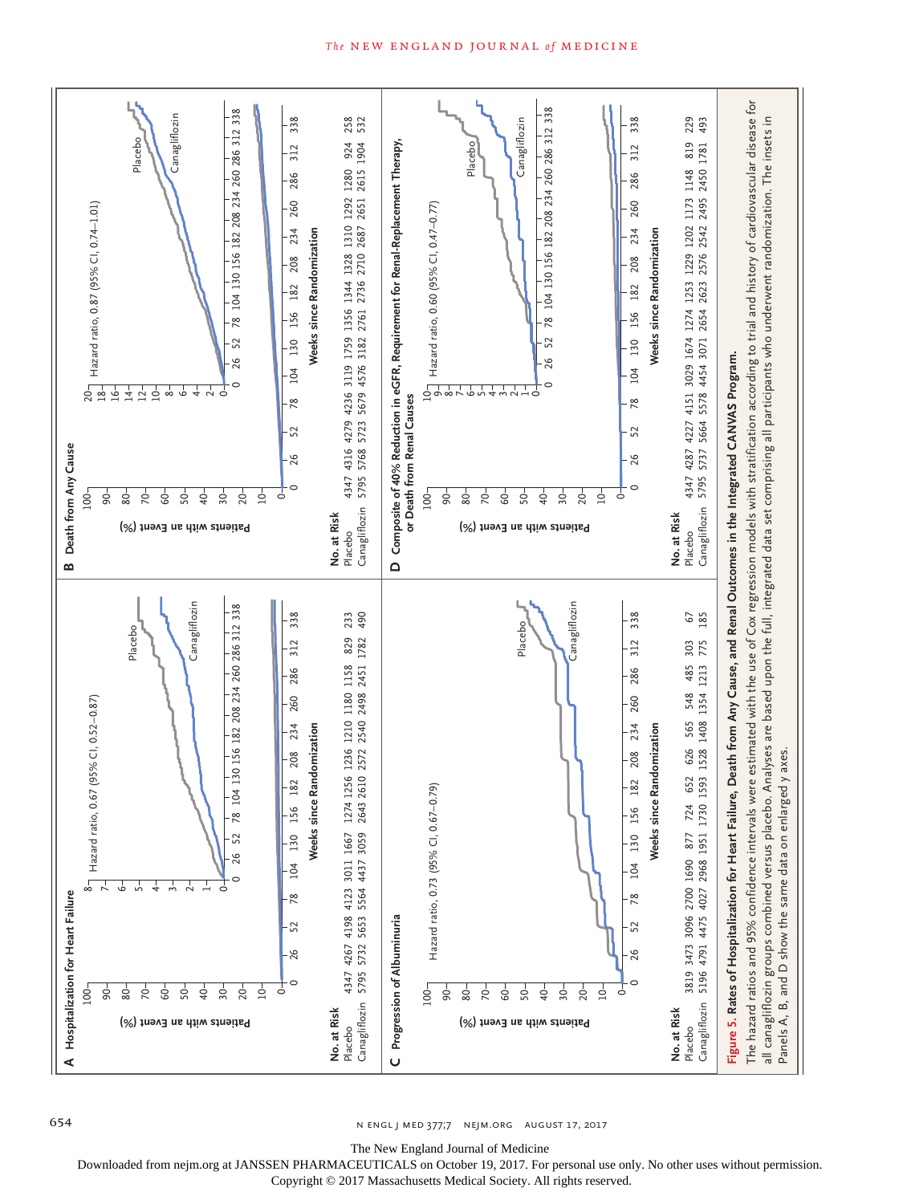**A Hospitalization for Heart Failure**

Hazard ratio, 0.67 (95% CI, 0.52–0.87)

| No. at Risk | 0 | 26 | 52 | 78 | 104 | 130 | 156 | 182 | 208 | 234 | 260 | 286 | 312 | 338 |
|---|---|---|---|---|---|---|---|---|---|---|---|---|---|---|
| Placebo | 4347 | 4267 | 4198 | 4123 | 3011 | 1667 | 1274 | 1256 | 1236 | 1210 | 1180 | 1158 | 829 | 233 |
| Canagliflozin | 5795 | 5732 | 5653 | 5564 | 4437 | 3059 | 2643 | 2610 | 2572 | 2540 | 2498 | 2451 | 1782 | 490 |

**B Death from Any Cause**

Hazard ratio, 0.87 (95% CI, 0.74–1.01)

| No. at Risk | 0 | 26 | 52 | 78 | 104 | 130 | 156 | 182 | 208 | 234 | 260 | 286 | 312 | 338 |
|---|---|---|---|---|---|---|---|---|---|---|---|---|---|---|
| Placebo | 4347 | 4316 | 4279 | 4236 | 3119 | 1759 | 1356 | 1344 | 1328 | 1310 | 1292 | 1280 | 924 | 258 |
| Canagliflozin | 5795 | 5768 | 5723 | 5679 | 4576 | 3182 | 2761 | 2736 | 2710 | 2687 | 2651 | 2615 | 1904 | 532 |

**C Progression of Albuminuria**

Hazard ratio, 0.73 (95% CI, 0.67–0.79)

| No. at Risk | 0 | 26 | 52 | 78 | 104 | 130 | 156 | 182 | 208 | 234 | 260 | 286 | 312 | 338 |
|---|---|---|---|---|---|---|---|---|---|---|---|---|---|---|
| Placebo | 3819 | 3473 | 3096 | 2700 | 1690 | 877 | 724 | 652 | 626 | 565 | 548 | 485 | 303 | 67 |
| Canagliflozin | 5196 | 4791 | 4475 | 4027 | 2968 | 1951 | 1730 | 1593 | 1528 | 1408 | 1354 | 1213 | 775 | 185 |

**D Composite of 40% Reduction in eGFR, Requirement for Renal-Replacement Therapy, or Death from Renal Causes**

Hazard ratio, 0.60 (95% CI, 0.47–0.77)

| No. at Risk | 0 | 26 | 52 | 78 | 104 | 130 | 156 | 182 | 208 | 234 | 260 | 286 | 312 | 338 |
|---|---|---|---|---|---|---|---|---|---|---|---|---|---|---|
| Placebo | 4347 | 4287 | 4227 | 4151 | 3029 | 1674 | 1274 | 1253 | 1229 | 1202 | 1173 | 1148 | 819 | 229 |
| Canagliflozin | 5795 | 5737 | 5664 | 5578 | 4454 | 3071 | 2654 | 2623 | 2576 | 2542 | 2495 | 2450 | 1781 | 493 |

**Figure 5.** Rates of Hospitalization for Heart Failure, Death from Any Cause, and Renal Outcomes in the Integrated CANVAS Program.

The hazard ratios and 95% confidence intervals were estimated with the use of Cox regression models with stratification according to trial and history of cardiovascular disease for all canagliflozin groups combined versus placebo. Analyses are based upon the full, integrated data set comprising all participants who underwent randomization. The insets in Panels A, B, and D show the same data on enlarged y axes.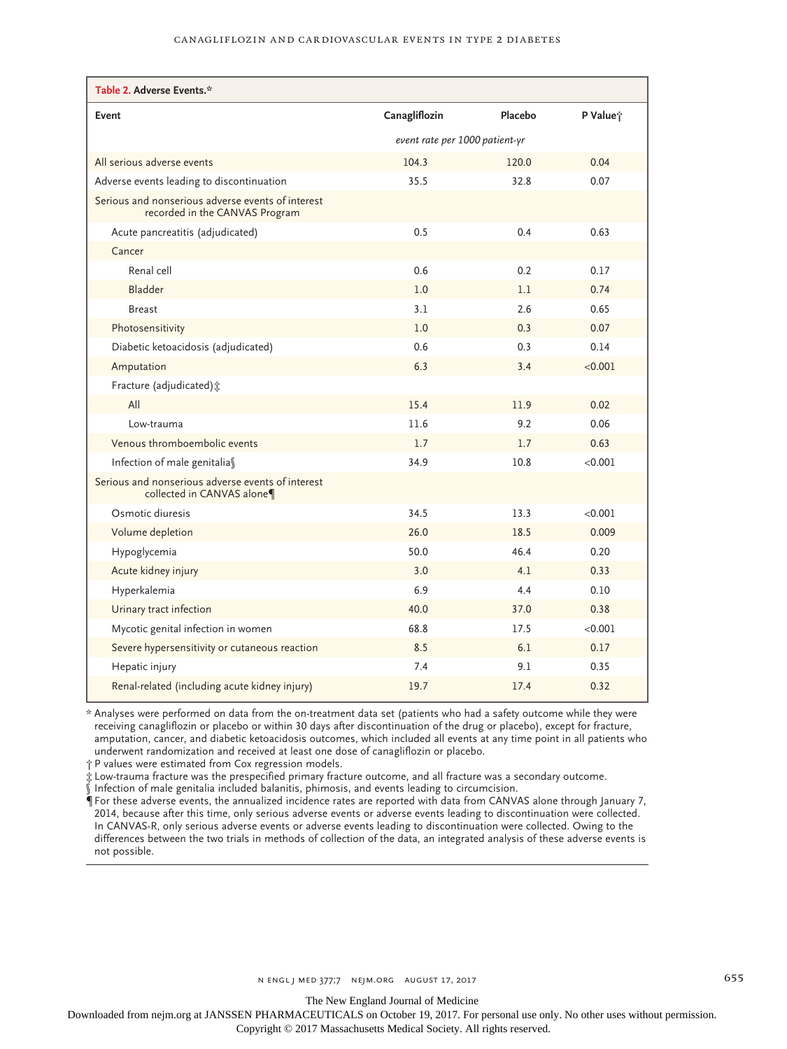**Table 2. Adverse Events.***

| Event | Canagliflozin | Placebo | P Value† |
|---|---|---|---|
| | *event rate per 1000 patient-yr* | | |
| All serious adverse events | 104.3 | 120.0 | 0.04 |
| Adverse events leading to discontinuation | 35.5 | 32.8 | 0.07 |
| Serious and nonserious adverse events of interest recorded in the CANVAS Program | | | |
| Acute pancreatitis (adjudicated) | 0.5 | 0.4 | 0.63 |
| Cancer | | | |
| Renal cell | 0.6 | 0.2 | 0.17 |
| Bladder | 1.0 | 1.1 | 0.74 |
| Breast | 3.1 | 2.6 | 0.65 |
| Photosensitivity | 1.0 | 0.3 | 0.07 |
| Diabetic ketoacidosis (adjudicated) | 0.6 | 0.3 | 0.14 |
| Amputation | 6.3 | 3.4 | <0.001 |
| Fracture (adjudicated)‡ | | | |
| All | 15.4 | 11.9 | 0.02 |
| Low-trauma | 11.6 | 9.2 | 0.06 |
| Venous thromboembolic events | 1.7 | 1.7 | 0.63 |
| Infection of male genitalia§ | 34.9 | 10.8 | <0.001 |
| Serious and nonserious adverse events of interest collected in CANVAS alone¶ | | | |
| Osmotic diuresis | 34.5 | 13.3 | <0.001 |
| Volume depletion | 26.0 | 18.5 | 0.009 |
| Hypoglycemia | 50.0 | 46.4 | 0.20 |
| Acute kidney injury | 3.0 | 4.1 | 0.33 |
| Hyperkalemia | 6.9 | 4.4 | 0.10 |
| Urinary tract infection | 40.0 | 37.0 | 0.38 |
| Mycotic genital infection in women | 68.8 | 17.5 | <0.001 |
| Severe hypersensitivity or cutaneous reaction | 8.5 | 6.1 | 0.17 |
| Hepatic injury | 7.4 | 9.1 | 0.35 |
| Renal-related (including acute kidney injury) | 19.7 | 17.4 | 0.32 |

\* Analyses were performed on data from the on-treatment data set (patients who had a safety outcome while they were receiving canagliflozin or placebo or within 30 days after discontinuation of the drug or placebo), except for fracture, amputation, cancer, and diabetic ketoacidosis outcomes, which included all events at any time point in all patients who underwent randomization and received at least one dose of canagliflozin or placebo.

† P values were estimated from Cox regression models.

‡ Low-trauma fracture was the prespecified primary fracture outcome, and all fracture was a secondary outcome.

§ Infection of male genitalia included balanitis, phimosis, and events leading to circumcision.

¶ For these adverse events, the annualized incidence rates are reported with data from CANVAS alone through January 7, 2014, because after this time, only serious adverse events or adverse events leading to discontinuation were collected. In CANVAS-R, only serious adverse events or adverse events leading to discontinuation were collected. Owing to the differences between the two trials in methods of collection of the data, an integrated analysis of these adverse events is not possible.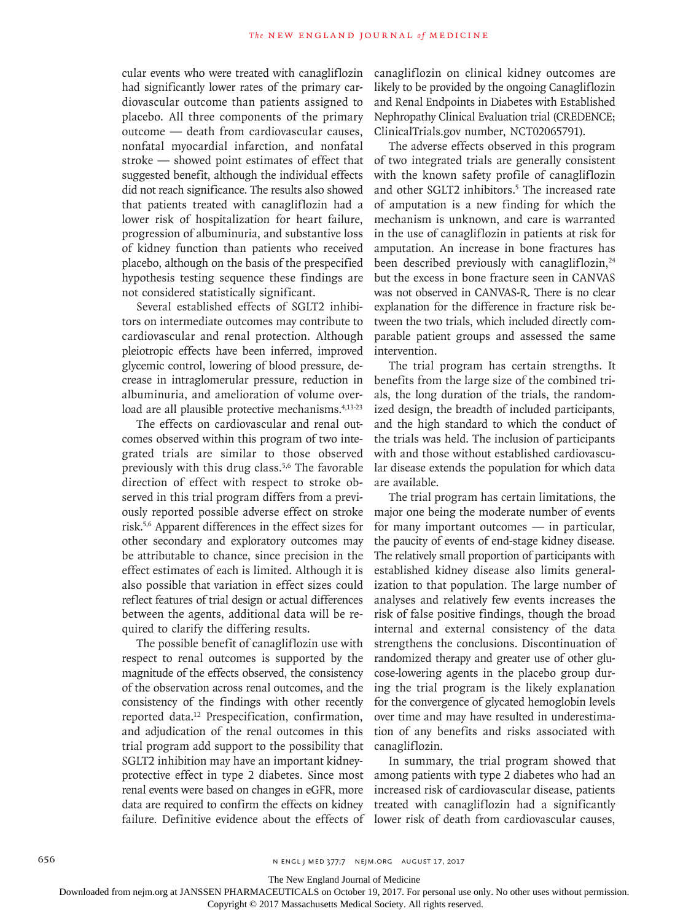cular events who were treated with canagliflozin had significantly lower rates of the primary cardiovascular outcome than patients assigned to placebo. All three components of the primary outcome — death from cardiovascular causes, nonfatal myocardial infarction, and nonfatal stroke — showed point estimates of effect that suggested benefit, although the individual effects did not reach significance. The results also showed that patients treated with canagliflozin had a lower risk of hospitalization for heart failure, progression of albuminuria, and substantive loss of kidney function than patients who received placebo, although on the basis of the prespecified hypothesis testing sequence these findings are not considered statistically significant.

Several established effects of SGLT2 inhibitors on intermediate outcomes may contribute to cardiovascular and renal protection. Although pleiotropic effects have been inferred, improved glycemic control, lowering of blood pressure, decrease in intraglomerular pressure, reduction in albuminuria, and amelioration of volume overload are all plausible protective mechanisms.[4,13-23]

The effects on cardiovascular and renal outcomes observed within this program of two integrated trials are similar to those observed previously with this drug class.[5,6] The favorable direction of effect with respect to stroke observed in this trial program differs from a previously reported possible adverse effect on stroke risk.[5,6] Apparent differences in the effect sizes for other secondary and exploratory outcomes may be attributable to chance, since precision in the effect estimates of each is limited. Although it is also possible that variation in effect sizes could reflect features of trial design or actual differences between the agents, additional data will be required to clarify the differing results.

The possible benefit of canagliflozin use with respect to renal outcomes is supported by the magnitude of the effects observed, the consistency of the observation across renal outcomes, and the consistency of the findings with other recently reported data.[12] Prespecification, confirmation, and adjudication of the renal outcomes in this trial program add support to the possibility that SGLT2 inhibition may have an important kidney-protective effect in type 2 diabetes. Since most renal events were based on changes in eGFR, more data are required to confirm the effects on kidney failure. Definitive evidence about the effects of canagliflozin on clinical kidney outcomes are likely to be provided by the ongoing Canagliflozin and Renal Endpoints in Diabetes with Established Nephropathy Clinical Evaluation trial (CREDENCE; ClinicalTrials.gov number, NCT02065791).

The adverse effects observed in this program of two integrated trials are generally consistent with the known safety profile of canagliflozin and other SGLT2 inhibitors.[5] The increased rate of amputation is a new finding for which the mechanism is unknown, and care is warranted in the use of canagliflozin in patients at risk for amputation. An increase in bone fractures has been described previously with canagliflozin,[24] but the excess in bone fracture seen in CANVAS was not observed in CANVAS-R. There is no clear explanation for the difference in fracture risk between the two trials, which included directly comparable patient groups and assessed the same intervention.

The trial program has certain strengths. It benefits from the large size of the combined trials, the long duration of the trials, the randomized design, the breadth of included participants, and the high standard to which the conduct of the trials was held. The inclusion of participants with and those without established cardiovascular disease extends the population for which data are available.

The trial program has certain limitations, the major one being the moderate number of events for many important outcomes — in particular, the paucity of events of end-stage kidney disease. The relatively small proportion of participants with established kidney disease also limits generalization to that population. The large number of analyses and relatively few events increases the risk of false positive findings, though the broad internal and external consistency of the data strengthens the conclusions. Discontinuation of randomized therapy and greater use of other glucose-lowering agents in the placebo group during the trial program is the likely explanation for the convergence of glycated hemoglobin levels over time and may have resulted in underestimation of any benefits and risks associated with canagliflozin.

In summary, the trial program showed that among patients with type 2 diabetes who had an increased risk of cardiovascular disease, patients treated with canagliflozin had a significantly lower risk of death from cardiovascular causes,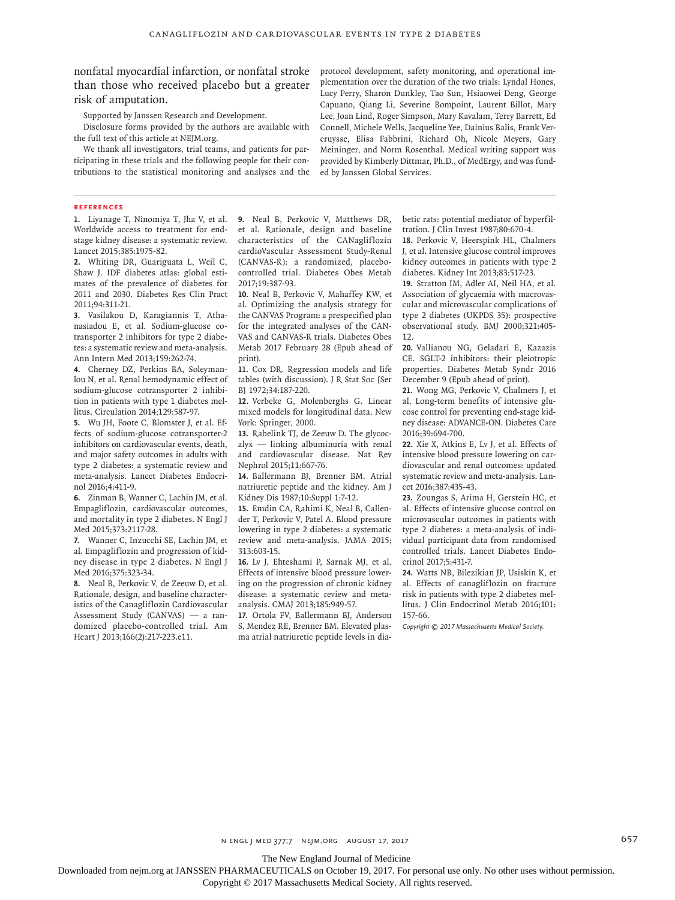nonfatal myocardial infarction, or nonfatal stroke than those who received placebo but a greater risk of amputation.

Supported by Janssen Research and Development.

Disclosure forms provided by the authors are available with the full text of this article at NEJM.org.

We thank all investigators, trial teams, and patients for participating in these trials and the following people for their contributions to the statistical monitoring and analyses and the protocol development, safety monitoring, and operational implementation over the duration of the two trials: Lyndal Hones, Lucy Perry, Sharon Dunkley, Tao Sun, Hsiaowei Deng, George Capuano, Qiang Li, Severine Bompoint, Laurent Billot, Mary Lee, Joan Lind, Roger Simpson, Mary Kavalam, Terry Barrett, Ed Connell, Michele Wells, Jacqueline Yee, Dainius Balis, Frank Vercruysse, Elisa Fabbrini, Richard Oh, Nicole Meyers, Gary Meininger, and Norm Rosenthal. Medical writing support was provided by Kimberly Dittmar, Ph.D., of MedErgy, and was funded by Janssen Global Services.

## References

1. Liyanage T, Ninomiya T, Jha V, et al. Worldwide access to treatment for end-stage kidney disease: a systematic review. Lancet 2015;385:1975-82.
2. Whiting DR, Guariguata L, Weil C, Shaw J. IDF diabetes atlas: global estimates of the prevalence of diabetes for 2011 and 2030. Diabetes Res Clin Pract 2011;94:311-21.
3. Vasilakou D, Karagiannis T, Athanasiadou E, et al. Sodium-glucose cotransporter 2 inhibitors for type 2 diabetes: a systematic review and meta-analysis. Ann Intern Med 2013;159:262-74.
4. Cherney DZ, Perkins BA, Soleymanlou N, et al. Renal hemodynamic effect of sodium-glucose cotransporter 2 inhibition in patients with type 1 diabetes mellitus. Circulation 2014;129:587-97.
5. Wu JH, Foote C, Blomster J, et al. Effects of sodium-glucose cotransporter-2 inhibitors on cardiovascular events, death, and major safety outcomes in adults with type 2 diabetes: a systematic review and meta-analysis. Lancet Diabetes Endocrinol 2016;4:411-9.
6. Zinman B, Wanner C, Lachin JM, et al. Empagliflozin, cardiovascular outcomes, and mortality in type 2 diabetes. N Engl J Med 2015;373:2117-28.
7. Wanner C, Inzucchi SE, Lachin JM, et al. Empagliflozin and progression of kidney disease in type 2 diabetes. N Engl J Med 2016;375:323-34.
8. Neal B, Perkovic V, de Zeeuw D, et al. Rationale, design, and baseline characteristics of the Canagliflozin Cardiovascular Assessment Study (CANVAS) — a randomized placebo-controlled trial. Am Heart J 2013;166(2):217-223.e11.
9. Neal B, Perkovic V, Matthews DR, et al. Rationale, design and baseline characteristics of the CANagliflozin cardioVascular Assessment Study-Renal (CANVAS-R): a randomized, placebo-controlled trial. Diabetes Obes Metab 2017;19:387-93.
10. Neal B, Perkovic V, Mahaffey KW, et al. Optimizing the analysis strategy for the CANVAS Program: a prespecified plan for the integrated analyses of the CANVAS and CANVAS-R trials. Diabetes Obes Metab 2017 February 28 (Epub ahead of print).
11. Cox DR. Regression models and life tables (with discussion). J R Stat Soc [Ser B] 1972;34:187-220.
12. Verbeke G, Molenberghs G. Linear mixed models for longitudinal data. New York: Springer, 2000.
13. Rabelink TJ, de Zeeuw D. The glycocalyx — linking albuminuria with renal and cardiovascular disease. Nat Rev Nephrol 2015;11:667-76.
14. Ballermann BJ, Brenner BM. Atrial natriuretic peptide and the kidney. Am J Kidney Dis 1987;10:Suppl 1:7-12.
15. Emdin CA, Rahimi K, Neal B, Callender T, Perkovic V, Patel A. Blood pressure lowering in type 2 diabetes: a systematic review and meta-analysis. JAMA 2015;313:603-15.
16. Lv J, Ehteshami P, Sarnak MJ, et al. Effects of intensive blood pressure lowering on the progression of chronic kidney disease: a systematic review and meta-analysis. CMAJ 2013;185:949-57.
17. Ortola FV, Ballermann BJ, Anderson S, Mendez RE, Brenner BM. Elevated plasma atrial natriuretic peptide levels in diabetic rats: potential mediator of hyperfiltration. J Clin Invest 1987;80:670-4.
18. Perkovic V, Heerspink HL, Chalmers J, et al. Intensive glucose control improves kidney outcomes in patients with type 2 diabetes. Kidney Int 2013;83:517-23.
19. Stratton IM, Adler AI, Neil HA, et al. Association of glycaemia with macrovascular and microvascular complications of type 2 diabetes (UKPDS 35): prospective observational study. BMJ 2000;321:405-12.
20. Vallianou NG, Geladari E, Kazazis CE. SGLT-2 inhibitors: their pleiotropic properties. Diabetes Metab Syndr 2016 December 9 (Epub ahead of print).
21. Wong MG, Perkovic V, Chalmers J, et al. Long-term benefits of intensive glucose control for preventing end-stage kidney disease: ADVANCE-ON. Diabetes Care 2016;39:694-700.
22. Xie X, Atkins E, Lv J, et al. Effects of intensive blood pressure lowering on cardiovascular and renal outcomes: updated systematic review and meta-analysis. Lancet 2016;387:435-43.
23. Zoungas S, Arima H, Gerstein HC, et al. Effects of intensive glucose control on microvascular outcomes in patients with type 2 diabetes: a meta-analysis of individual participant data from randomised controlled trials. Lancet Diabetes Endocrinol 2017;5:431-7.
24. Watts NB, Bilezikian JP, Usiskin K, et al. Effects of canagliflozin on fracture risk in patients with type 2 diabetes mellitus. J Clin Endocrinol Metab 2016;101:157-66.

*Copyright © 2017 Massachusetts Medical Society.*